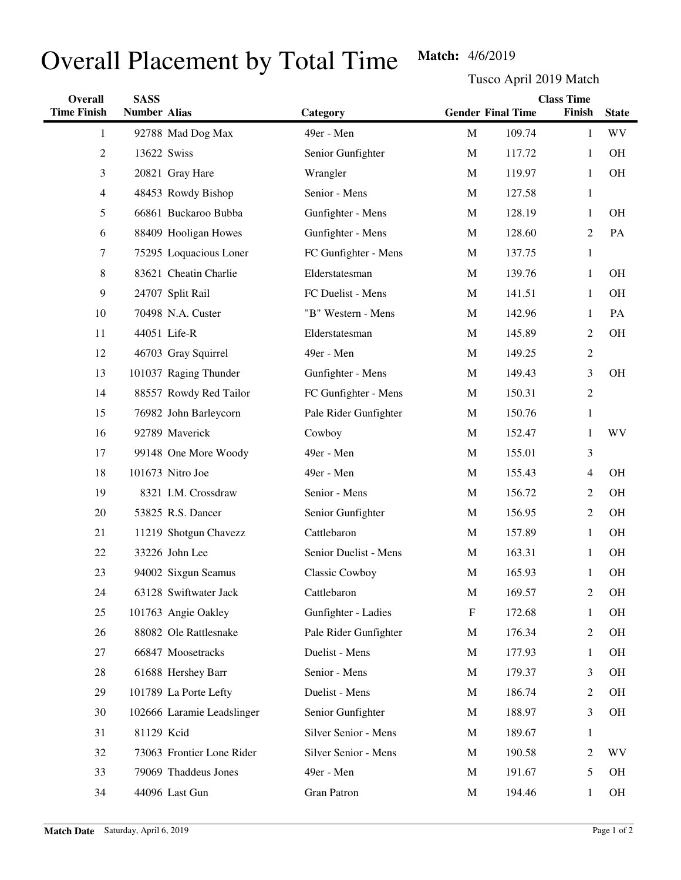# Overall Placement by Total Time

**Match:** 4/6/2019

Tusco April 2019 Match

| Overall Time Finish | SASS Number | Alias | Category | Gender | Final Time | Class Time Finish | State |
|---|---|---|---|---|---|---|---|
| 1 | 92788 | Mad Dog Max | 49er - Men | M | 109.74 | 1 | WV |
| 2 | 13622 | Swiss | Senior Gunfighter | M | 117.72 | 1 | OH |
| 3 | 20821 | Gray Hare | Wrangler | M | 119.97 | 1 | OH |
| 4 | 48453 | Rowdy Bishop | Senior - Mens | M | 127.58 | 1 | |
| 5 | 66861 | Buckaroo Bubba | Gunfighter - Mens | M | 128.19 | 1 | OH |
| 6 | 88409 | Hooligan Howes | Gunfighter - Mens | M | 128.60 | 2 | PA |
| 7 | 75295 | Loquacious Loner | FC Gunfighter - Mens | M | 137.75 | 1 | |
| 8 | 83621 | Cheatin Charlie | Elderstatesman | M | 139.76 | 1 | OH |
| 9 | 24707 | Split Rail | FC Duelist - Mens | M | 141.51 | 1 | OH |
| 10 | 70498 | N.A. Custer | "B" Western - Mens | M | 142.96 | 1 | PA |
| 11 | 44051 | Life-R | Elderstatesman | M | 145.89 | 2 | OH |
| 12 | 46703 | Gray Squirrel | 49er - Men | M | 149.25 | 2 | |
| 13 | 101037 | Raging Thunder | Gunfighter - Mens | M | 149.43 | 3 | OH |
| 14 | 88557 | Rowdy Red Tailor | FC Gunfighter - Mens | M | 150.31 | 2 | |
| 15 | 76982 | John Barleycorn | Pale Rider Gunfighter | M | 150.76 | 1 | |
| 16 | 92789 | Maverick | Cowboy | M | 152.47 | 1 | WV |
| 17 | 99148 | One More Woody | 49er - Men | M | 155.01 | 3 | |
| 18 | 101673 | Nitro Joe | 49er - Men | M | 155.43 | 4 | OH |
| 19 | 8321 | I.M. Crossdraw | Senior - Mens | M | 156.72 | 2 | OH |
| 20 | 53825 | R.S. Dancer | Senior Gunfighter | M | 156.95 | 2 | OH |
| 21 | 11219 | Shotgun Chavezz | Cattlebaron | M | 157.89 | 1 | OH |
| 22 | 33226 | John Lee | Senior Duelist - Mens | M | 163.31 | 1 | OH |
| 23 | 94002 | Sixgun Seamus | Classic Cowboy | M | 165.93 | 1 | OH |
| 24 | 63128 | Swiftwater Jack | Cattlebaron | M | 169.57 | 2 | OH |
| 25 | 101763 | Angie Oakley | Gunfighter - Ladies | F | 172.68 | 1 | OH |
| 26 | 88082 | Ole Rattlesnake | Pale Rider Gunfighter | M | 176.34 | 2 | OH |
| 27 | 66847 | Moosetracks | Duelist - Mens | M | 177.93 | 1 | OH |
| 28 | 61688 | Hershey Barr | Senior - Mens | M | 179.37 | 3 | OH |
| 29 | 101789 | La Porte Lefty | Duelist - Mens | M | 186.74 | 2 | OH |
| 30 | 102666 | Laramie Leadslinger | Senior Gunfighter | M | 188.97 | 3 | OH |
| 31 | 81129 | Kcid | Silver Senior - Mens | M | 189.67 | 1 | |
| 32 | 73063 | Frontier Lone Rider | Silver Senior - Mens | M | 190.58 | 2 | WV |
| 33 | 79069 | Thaddeus Jones | 49er - Men | M | 191.67 | 5 | OH |
| 34 | 44096 | Last Gun | Gran Patron | M | 194.46 | 1 | OH |

**Match Date** Saturday, April 6, 2019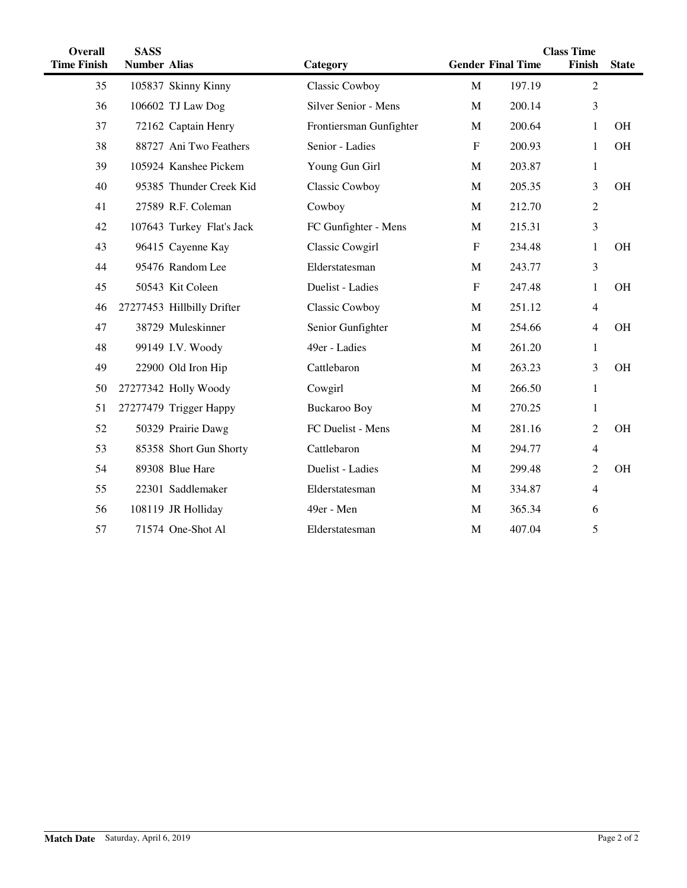| Overall Time Finish | SASS Number | Alias | Category | Gender | Final Time | Class Time Finish | State |
|---|---|---|---|---|---|---|---|
| 35 | 105837 | Skinny Kinny | Classic Cowboy | M | 197.19 | 2 | |
| 36 | 106602 | TJ Law Dog | Silver Senior - Mens | M | 200.14 | 3 | |
| 37 | 72162 | Captain Henry | Frontiersman Gunfighter | M | 200.64 | 1 | OH |
| 38 | 88727 | Ani Two Feathers | Senior - Ladies | F | 200.93 | 1 | OH |
| 39 | 105924 | Kanshee Pickem | Young Gun Girl | M | 203.87 | 1 | |
| 40 | 95385 | Thunder Creek Kid | Classic Cowboy | M | 205.35 | 3 | OH |
| 41 | 27589 | R.F. Coleman | Cowboy | M | 212.70 | 2 | |
| 42 | 107643 | Turkey Flat's Jack | FC Gunfighter - Mens | M | 215.31 | 3 | |
| 43 | 96415 | Cayenne Kay | Classic Cowgirl | F | 234.48 | 1 | OH |
| 44 | 95476 | Random Lee | Elderstatesman | M | 243.77 | 3 | |
| 45 | 50543 | Kit Coleen | Duelist - Ladies | F | 247.48 | 1 | OH |
| 46 | 27277453 | Hillbilly Drifter | Classic Cowboy | M | 251.12 | 4 | |
| 47 | 38729 | Muleskinner | Senior Gunfighter | M | 254.66 | 4 | OH |
| 48 | 99149 | I.V. Woody | 49er - Ladies | M | 261.20 | 1 | |
| 49 | 22900 | Old Iron Hip | Cattlebaron | M | 263.23 | 3 | OH |
| 50 | 27277342 | Holly Woody | Cowgirl | M | 266.50 | 1 | |
| 51 | 27277479 | Trigger Happy | Buckaroo Boy | M | 270.25 | 1 | |
| 52 | 50329 | Prairie Dawg | FC Duelist - Mens | M | 281.16 | 2 | OH |
| 53 | 85358 | Short Gun Shorty | Cattlebaron | M | 294.77 | 4 | |
| 54 | 89308 | Blue Hare | Duelist - Ladies | M | 299.48 | 2 | OH |
| 55 | 22301 | Saddlemaker | Elderstatesman | M | 334.87 | 4 | |
| 56 | 108119 | JR Holliday | 49er - Men | M | 365.34 | 6 | |
| 57 | 71574 | One-Shot Al | Elderstatesman | M | 407.04 | 5 | |

**Match Date** Saturday, April 6, 2019